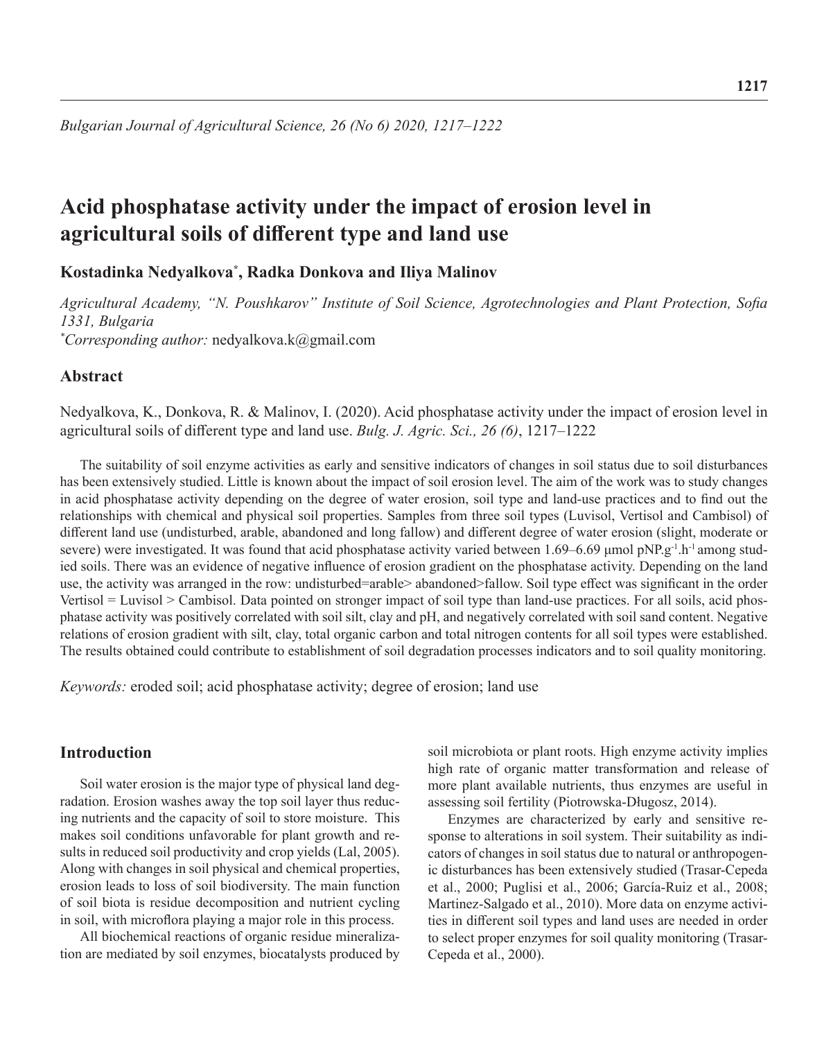# Acid phosphatase activity under the impact of erosion level in agricultural soils of different type and land use

**Kostadinka Nedyalkova*, Radka Donkova and Iliya Malinov**

*Agricultural Academy, "N. Poushkarov" Institute of Soil Science, Agrotechnologies and Plant Protection, Sofia 1331, Bulgaria*
**Corresponding author:* nedyalkova.k@gmail.com

## Abstract

Nedyalkova, K., Donkova, R. & Malinov, I. (2020). Acid phosphatase activity under the impact of erosion level in agricultural soils of different type and land use. *Bulg. J. Agric. Sci., 26 (6)*, 1217–1222

The suitability of soil enzyme activities as early and sensitive indicators of changes in soil status due to soil disturbances has been extensively studied. Little is known about the impact of soil erosion level. The aim of the work was to study changes in acid phosphatase activity depending on the degree of water erosion, soil type and land-use practices and to find out the relationships with chemical and physical soil properties. Samples from three soil types (Luvisol, Vertisol and Cambisol) of different land use (undisturbed, arable, abandoned and long fallow) and different degree of water erosion (slight, moderate or severe) were investigated. It was found that acid phosphatase activity varied between 1.69–6.69 μmol pNP.$g^{-1}$.$h^{-1}$ among studied soils. There was an evidence of negative influence of erosion gradient on the phosphatase activity. Depending on the land use, the activity was arranged in the row: undisturbed=arable> abandoned>fallow. Soil type effect was significant in the order Vertisol = Luvisol > Cambisol. Data pointed on stronger impact of soil type than land-use practices. For all soils, acid phosphatase activity was positively correlated with soil silt, clay and pH, and negatively correlated with soil sand content. Negative relations of erosion gradient with silt, clay, total organic carbon and total nitrogen contents for all soil types were established. The results obtained could contribute to establishment of soil degradation processes indicators and to soil quality monitoring.

*Keywords:* eroded soil; acid phosphatase activity; degree of erosion; land use

## Introduction

Soil water erosion is the major type of physical land degradation. Erosion washes away the top soil layer thus reducing nutrients and the capacity of soil to store moisture. This makes soil conditions unfavorable for plant growth and results in reduced soil productivity and crop yields (Lal, 2005). Along with changes in soil physical and chemical properties, erosion leads to loss of soil biodiversity. The main function of soil biota is residue decomposition and nutrient cycling in soil, with microflora playing a major role in this process.

All biochemical reactions of organic residue mineralization are mediated by soil enzymes, biocatalysts produced by soil microbiota or plant roots. High enzyme activity implies high rate of organic matter transformation and release of more plant available nutrients, thus enzymes are useful in assessing soil fertility (Piotrowska-Długosz, 2014).

Enzymes are characterized by early and sensitive response to alterations in soil system. Their suitability as indicators of changes in soil status due to natural or anthropogenic disturbances has been extensively studied (Trasar-Cepeda et al., 2000; Puglisi et al., 2006; García-Ruiz et al., 2008; Martinez-Salgado et al., 2010). More data on enzyme activities in different soil types and land uses are needed in order to select proper enzymes for soil quality monitoring (Trasar-Cepeda et al., 2000).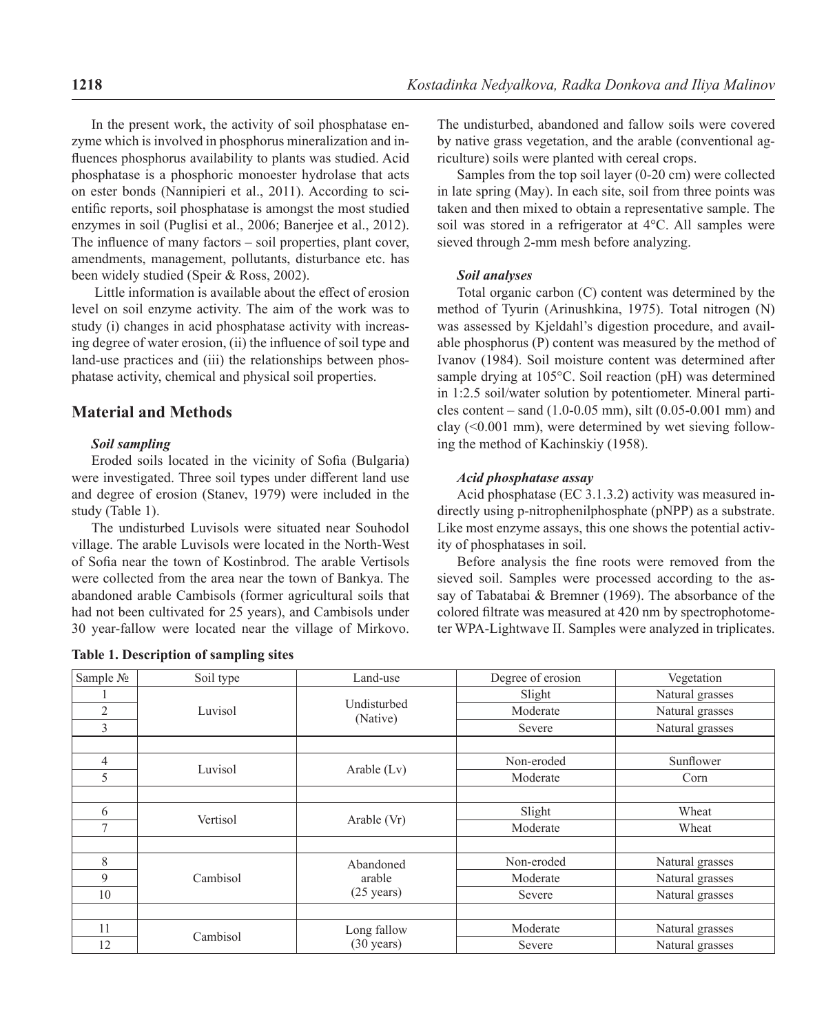In the present work, the activity of soil phosphatase enzyme which is involved in phosphorus mineralization and influences phosphorus availability to plants was studied. Acid phosphatase is a phosphoric monoester hydrolase that acts on ester bonds (Nannipieri et al., 2011). According to scientific reports, soil phosphatase is amongst the most studied enzymes in soil (Puglisi et al., 2006; Banerjee et al., 2012). The influence of many factors – soil properties, plant cover, amendments, management, pollutants, disturbance etc. has been widely studied (Speir & Ross, 2002).

Little information is available about the effect of erosion level on soil enzyme activity. The aim of the work was to study (i) changes in acid phosphatase activity with increasing degree of water erosion, (ii) the influence of soil type and land-use practices and (iii) the relationships between phosphatase activity, chemical and physical soil properties.

## Material and Methods

### *Soil sampling*

Eroded soils located in the vicinity of Sofia (Bulgaria) were investigated. Three soil types under different land use and degree of erosion (Stanev, 1979) were included in the study (Table 1).

The undisturbed Luvisols were situated near Souhodol village. The arable Luvisols were located in the North-West of Sofia near the town of Kostinbrod. The arable Vertisols were collected from the area near the town of Bankya. The abandoned arable Cambisols (former agricultural soils that had not been cultivated for 25 years), and Cambisols under 30 year-fallow were located near the village of Mirkovo. The undisturbed, abandoned and fallow soils were covered by native grass vegetation, and the arable (conventional agriculture) soils were planted with cereal crops.

Samples from the top soil layer (0-20 cm) were collected in late spring (May). In each site, soil from three points was taken and then mixed to obtain a representative sample. The soil was stored in a refrigerator at 4°C. All samples were sieved through 2-mm mesh before analyzing.

### *Soil analyses*

Total organic carbon (C) content was determined by the method of Tyurin (Arinushkina, 1975). Total nitrogen (N) was assessed by Kjeldahl's digestion procedure, and available phosphorus (P) content was measured by the method of Ivanov (1984). Soil moisture content was determined after sample drying at 105°C. Soil reaction (pH) was determined in 1:2.5 soil/water solution by potentiometer. Mineral particles content – sand (1.0-0.05 mm), silt (0.05-0.001 mm) and clay (<0.001 mm), were determined by wet sieving following the method of Kachinskiy (1958).

### *Acid phosphatase assay*

Acid phosphatase (EC 3.1.3.2) activity was measured indirectly using p-nitrophenilphosphate (pNPP) as a substrate. Like most enzyme assays, this one shows the potential activity of phosphatases in soil.

Before analysis the fine roots were removed from the sieved soil. Samples were processed according to the assay of Tabatabai & Bremner (1969). The absorbance of the colored filtrate was measured at 420 nm by spectrophotometer WPA-Lightwave II. Samples were analyzed in triplicates.

**Table 1. Description of sampling sites**

| Sample № | Soil type | Land-use | Degree of erosion | Vegetation |
|---|---|---|---|---|
| 1 | Luvisol | Undisturbed (Native) | Slight | Natural grasses |
| 2 | | | Moderate | Natural grasses |
| 3 | | | Severe | Natural grasses |
| | | | | |
| 4 | Luvisol | Arable (Lv) | Non-eroded | Sunflower |
| 5 | | | Moderate | Corn |
| | | | | |
| 6 | Vertisol | Arable (Vr) | Slight | Wheat |
| 7 | | | Moderate | Wheat |
| | | | | |
| 8 | Cambisol | Abandoned arable (25 years) | Non-eroded | Natural grasses |
| 9 | | | Moderate | Natural grasses |
| 10 | | | Severe | Natural grasses |
| | | | | |
| 11 | Cambisol | Long fallow (30 years) | Moderate | Natural grasses |
| 12 | | | Severe | Natural grasses |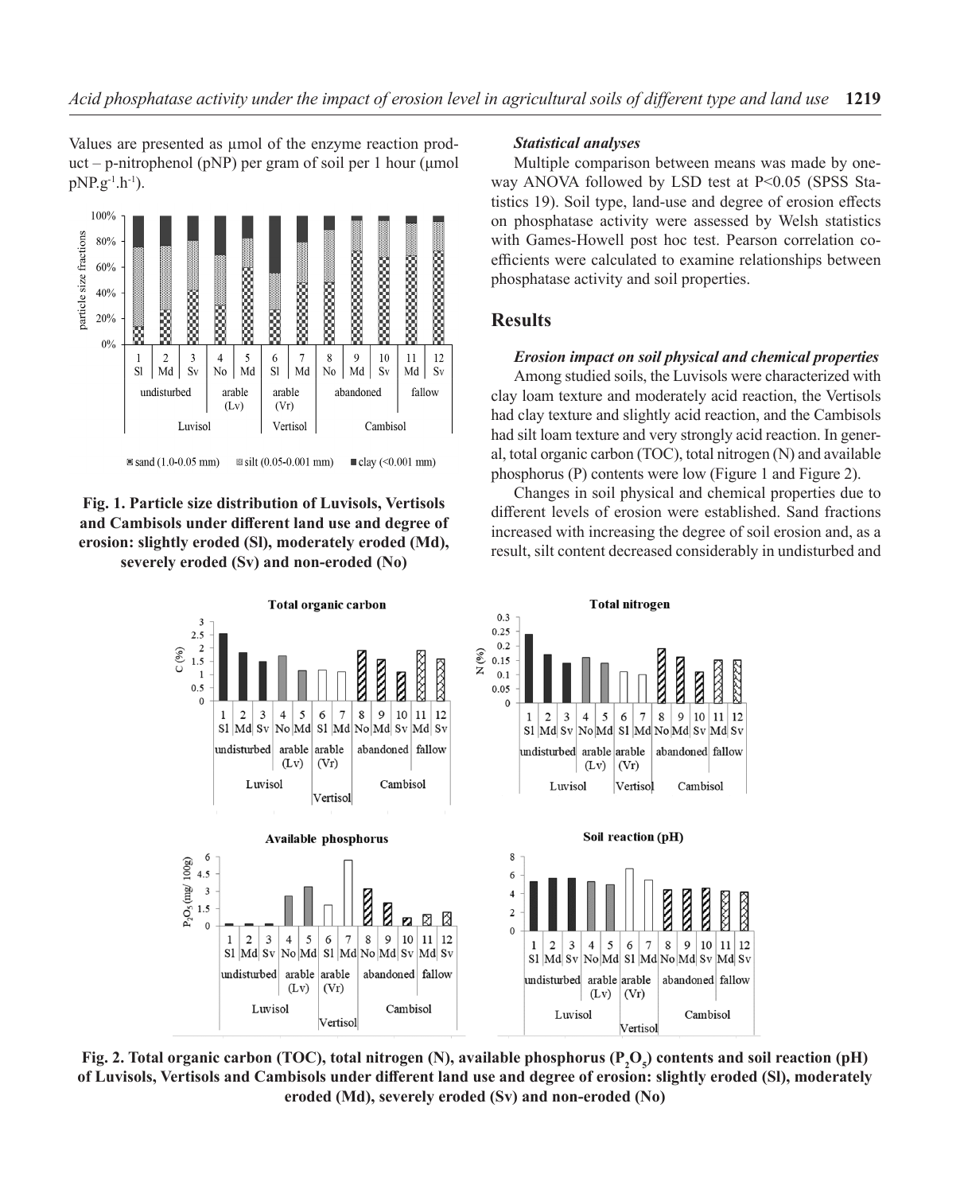Values are presented as μmol of the enzyme reaction product – p-nitrophenol (pNP) per gram of soil per 1 hour (μmol $pNP.g^{-1}.h^{-1}$).

**Fig. 1. Particle size distribution of Luvisols, Vertisols and Cambisols under different land use and degree of erosion: slightly eroded (Sl), moderately eroded (Md), severely eroded (Sv) and non-eroded (No)**

### *Statistical analyses*

Multiple comparison between means was made by one-way ANOVA followed by LSD test at P<0.05 (SPSS Statistics 19). Soil type, land-use and degree of erosion effects on phosphatase activity were assessed by Welsh statistics with Games-Howell post hoc test. Pearson correlation coefficients were calculated to examine relationships between phosphatase activity and soil properties.

## Results

### *Erosion impact on soil physical and chemical properties*

Among studied soils, the Luvisols were characterized with clay loam texture and moderately acid reaction, the Vertisols had clay texture and slightly acid reaction, and the Cambisols had silt loam texture and very strongly acid reaction. In general, total organic carbon (TOC), total nitrogen (N) and available phosphorus (P) contents were low (Figure 1 and Figure 2).

Changes in soil physical and chemical properties due to different levels of erosion were established. Sand fractions increased with increasing the degree of soil erosion and, as a result, silt content decreased considerably in undisturbed and

**Fig. 2. Total organic carbon (TOC), total nitrogen (N), available phosphorus ($P_2O_5$) contents and soil reaction (pH) of Luvisols, Vertisols and Cambisols under different land use and degree of erosion: slightly eroded (Sl), moderately eroded (Md), severely eroded (Sv) and non-eroded (No)**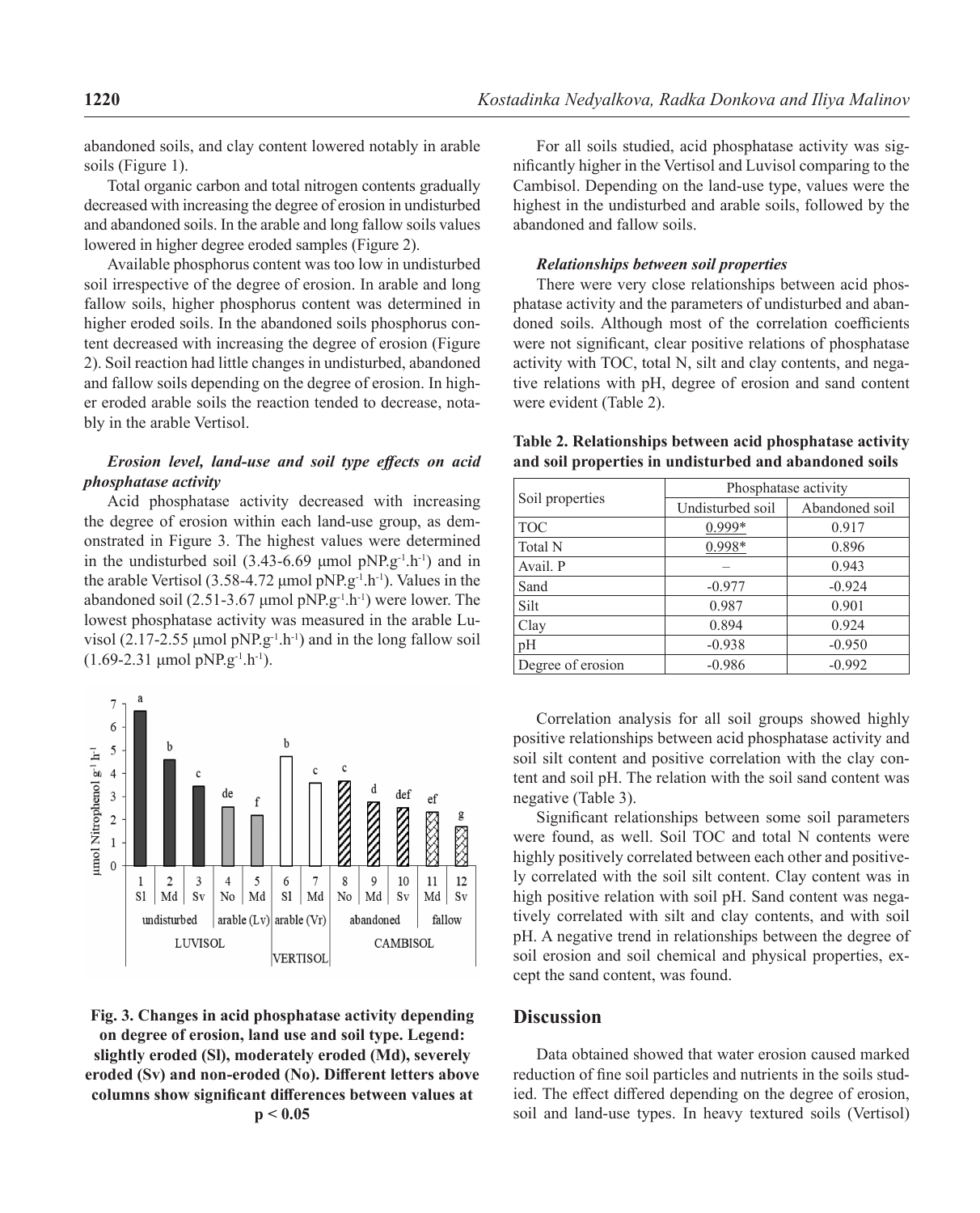abandoned soils, and clay content lowered notably in arable soils (Figure 1).

Total organic carbon and total nitrogen contents gradually decreased with increasing the degree of erosion in undisturbed and abandoned soils. In the arable and long fallow soils values lowered in higher degree eroded samples (Figure 2).

Available phosphorus content was too low in undisturbed soil irrespective of the degree of erosion. In arable and long fallow soils, higher phosphorus content was determined in higher eroded soils. In the abandoned soils phosphorus content decreased with increasing the degree of erosion (Figure 2). Soil reaction had little changes in undisturbed, abandoned and fallow soils depending on the degree of erosion. In higher eroded arable soils the reaction tended to decrease, notably in the arable Vertisol.

### *Erosion level, land-use and soil type effects on acid phosphatase activity*

Acid phosphatase activity decreased with increasing the degree of erosion within each land-use group, as demonstrated in Figure 3. The highest values were determined in the undisturbed soil (3.43-6.69 μmol pNP.g$^{-1}$.h$^{-1}$) and in the arable Vertisol (3.58-4.72 μmol pNP.g$^{-1}$.h$^{-1}$). Values in the abandoned soil (2.51-3.67 μmol pNP.g$^{-1}$.h$^{-1}$) were lower. The lowest phosphatase activity was measured in the arable Luvisol (2.17-2.55 μmol pNP.g$^{-1}$.h$^{-1}$) and in the long fallow soil (1.69-2.31 μmol pNP.g$^{-1}$.h$^{-1}$).

**Fig. 3. Changes in acid phosphatase activity depending on degree of erosion, land use and soil type. Legend: slightly eroded (Sl), moderately eroded (Md), severely eroded (Sv) and non-eroded (No). Different letters above columns show significant differences between values at $p < 0.05$**

For all soils studied, acid phosphatase activity was significantly higher in the Vertisol and Luvisol comparing to the Cambisol. Depending on the land-use type, values were the highest in the undisturbed and arable soils, followed by the abandoned and fallow soils.

### *Relationships between soil properties*

There were very close relationships between acid phosphatase activity and the parameters of undisturbed and abandoned soils. Although most of the correlation coefficients were not significant, clear positive relations of phosphatase activity with TOC, total N, silt and clay contents, and negative relations with pH, degree of erosion and sand content were evident (Table 2).

**Table 2. Relationships between acid phosphatase activity and soil properties in undisturbed and abandoned soils**

| Soil properties | Phosphatase activity | |
|---|---|---|
| | Undisturbed soil | Abandoned soil |
| TOC | 0.999* | 0.917 |
| Total N | 0.998* | 0.896 |
| Avail. P | – | 0.943 |
| Sand | -0.977 | -0.924 |
| Silt | 0.987 | 0.901 |
| Clay | 0.894 | 0.924 |
| pH | -0.938 | -0.950 |
| Degree of erosion | -0.986 | -0.992 |

Correlation analysis for all soil groups showed highly positive relationships between acid phosphatase activity and soil silt content and positive correlation with the clay content and soil pH. The relation with the soil sand content was negative (Table 3).

Significant relationships between some soil parameters were found, as well. Soil TOC and total N contents were highly positively correlated between each other and positively correlated with the soil silt content. Clay content was in high positive relation with soil pH. Sand content was negatively correlated with silt and clay contents, and with soil pH. A negative trend in relationships between the degree of soil erosion and soil chemical and physical properties, except the sand content, was found.

## Discussion

Data obtained showed that water erosion caused marked reduction of fine soil particles and nutrients in the soils studied. The effect differed depending on the degree of erosion, soil and land-use types. In heavy textured soils (Vertisol)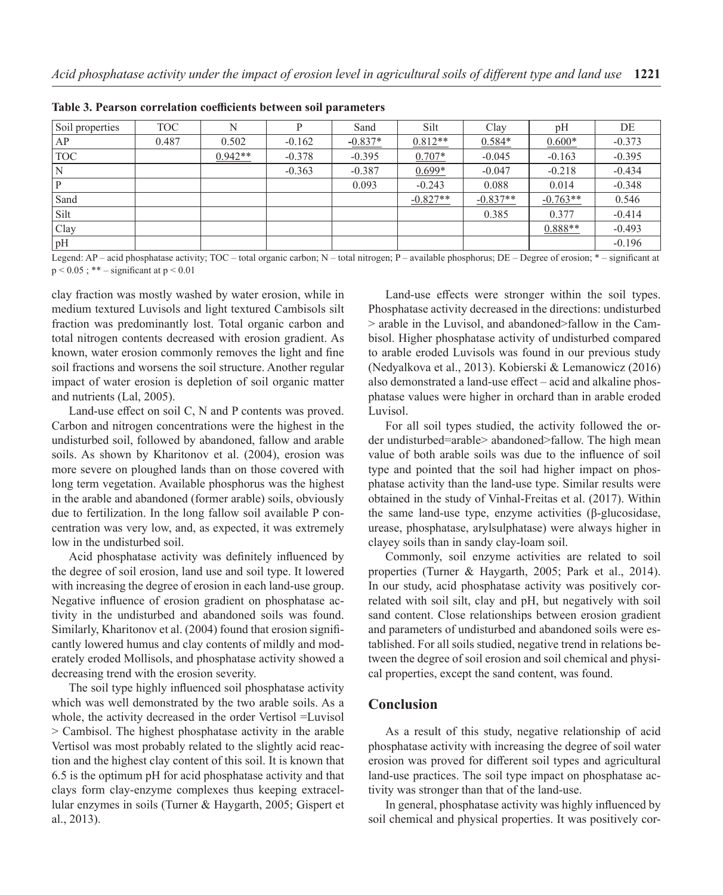**Table 3. Pearson correlation coefficients between soil parameters**

| Soil properties | TOC | N | P | Sand | Silt | Clay | pH | DE |
|---|---|---|---|---|---|---|---|---|
| AP | 0.487 | 0.502 | -0.162 | -0.837* | 0.812** | 0.584* | 0.600* | -0.373 |
| TOC | | 0.942** | -0.378 | -0.395 | 0.707* | -0.045 | -0.163 | -0.395 |
| N | | | -0.363 | -0.387 | 0.699* | -0.047 | -0.218 | -0.434 |
| P | | | | 0.093 | -0.243 | 0.088 | 0.014 | -0.348 |
| Sand | | | | | -0.827** | -0.837** | -0.763** | 0.546 |
| Silt | | | | | | 0.385 | 0.377 | -0.414 |
| Clay | | | | | | | 0.888** | -0.493 |
| pH | | | | | | | | -0.196 |

Legend: AP – acid phosphatase activity; TOC – total organic carbon; N – total nitrogen; P – available phosphorus; DE – Degree of erosion; * – significant at $p < 0.05$ ; ** – significant at $p < 0.01$

clay fraction was mostly washed by water erosion, while in medium textured Luvisols and light textured Cambisols silt fraction was predominantly lost. Total organic carbon and total nitrogen contents decreased with erosion gradient. As known, water erosion commonly removes the light and fine soil fractions and worsens the soil structure. Another regular impact of water erosion is depletion of soil organic matter and nutrients (Lal, 2005).

Land-use effect on soil C, N and P contents was proved. Carbon and nitrogen concentrations were the highest in the undisturbed soil, followed by abandoned, fallow and arable soils. As shown by Kharitonov et al. (2004), erosion was more severe on ploughed lands than on those covered with long term vegetation. Available phosphorus was the highest in the arable and abandoned (former arable) soils, obviously due to fertilization. In the long fallow soil available P concentration was very low, and, as expected, it was extremely low in the undisturbed soil.

Acid phosphatase activity was definitely influenced by the degree of soil erosion, land use and soil type. It lowered with increasing the degree of erosion in each land-use group. Negative influence of erosion gradient on phosphatase activity in the undisturbed and abandoned soils was found. Similarly, Kharitonov et al. (2004) found that erosion significantly lowered humus and clay contents of mildly and moderately eroded Mollisols, and phosphatase activity showed a decreasing trend with the erosion severity.

The soil type highly influenced soil phosphatase activity which was well demonstrated by the two arable soils. As a whole, the activity decreased in the order Vertisol =Luvisol > Cambisol. The highest phosphatase activity in the arable Vertisol was most probably related to the slightly acid reaction and the highest clay content of this soil. It is known that 6.5 is the optimum pH for acid phosphatase activity and that clays form clay-enzyme complexes thus keeping extracellular enzymes in soils (Turner & Haygarth, 2005; Gispert et al., 2013).

Land-use effects were stronger within the soil types. Phosphatase activity decreased in the directions: undisturbed > arable in the Luvisol, and abandoned>fallow in the Cambisol. Higher phosphatase activity of undisturbed compared to arable eroded Luvisols was found in our previous study (Nedyalkova et al., 2013). Kobierski & Lemanowicz (2016) also demonstrated a land-use effect – acid and alkaline phosphatase values were higher in orchard than in arable eroded Luvisol.

For all soil types studied, the activity followed the order undisturbed=arable> abandoned>fallow. The high mean value of both arable soils was due to the influence of soil type and pointed that the soil had higher impact on phosphatase activity than the land-use type. Similar results were obtained in the study of Vinhal-Freitas et al. (2017). Within the same land-use type, enzyme activities (β-glucosidase, urease, phosphatase, arylsulphatase) were always higher in clayey soils than in sandy clay-loam soil.

Commonly, soil enzyme activities are related to soil properties (Turner & Haygarth, 2005; Park et al., 2014). In our study, acid phosphatase activity was positively correlated with soil silt, clay and pH, but negatively with soil sand content. Close relationships between erosion gradient and parameters of undisturbed and abandoned soils were established. For all soils studied, negative trend in relations between the degree of soil erosion and soil chemical and physical properties, except the sand content, was found.

## Conclusion

As a result of this study, negative relationship of acid phosphatase activity with increasing the degree of soil water erosion was proved for different soil types and agricultural land-use practices. The soil type impact on phosphatase activity was stronger than that of the land-use.

In general, phosphatase activity was highly influenced by soil chemical and physical properties. It was positively cor-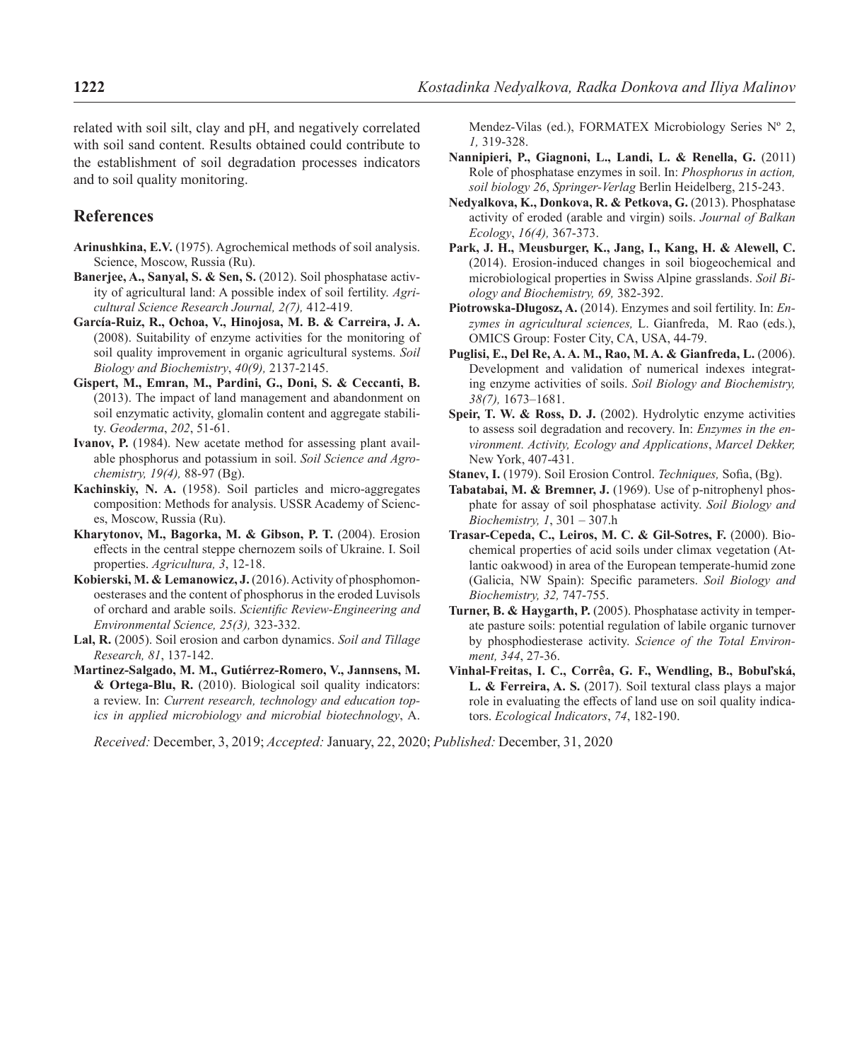related with soil silt, clay and pH, and negatively correlated with soil sand content. Results obtained could contribute to the establishment of soil degradation processes indicators and to soil quality monitoring.

## References

**Arinushkina, E.V.** (1975). Agrochemical methods of soil analysis. Science, Moscow, Russia (Ru).

**Banerjee, A., Sanyal, S. & Sen, S.** (2012). Soil phosphatase activity of agricultural land: A possible index of soil fertility. *Agricultural Science Research Journal, 2(7),* 412-419.

**García-Ruiz, R., Ochoa, V., Hinojosa, M. B. & Carreira, J. A.** (2008). Suitability of enzyme activities for the monitoring of soil quality improvement in organic agricultural systems. *Soil Biology and Biochemistry*, *40(9),* 2137-2145.

**Gispert, M., Emran, M., Pardini, G., Doni, S. & Ceccanti, B.** (2013). The impact of land management and abandonment on soil enzymatic activity, glomalin content and aggregate stability. *Geoderma*, *202*, 51-61.

**Ivanov, P.** (1984). New acetate method for assessing plant available phosphorus and potassium in soil. *Soil Science and Agrochemistry, 19(4),* 88-97 (Bg).

**Kachinskiy, N. A.** (1958). Soil particles and micro-aggregates composition: Methods for analysis. USSR Academy of Sciences, Moscow, Russia (Ru).

**Kharytonov, M., Bagorka, M. & Gibson, P. T.** (2004). Erosion effects in the central steppe chernozem soils of Ukraine. I. Soil properties. *Agricultura, 3*, 12-18.

**Kobierski, M. & Lemanowicz, J.** (2016). Activity of phosphomonoesterases and the content of phosphorus in the eroded Luvisols of orchard and arable soils. *Scientific Review-Engineering and Environmental Science, 25(3),* 323-332.

**Lal, R.** (2005). Soil erosion and carbon dynamics. *Soil and Tillage Research, 81*, 137-142.

**Martinez-Salgado, M. M., Gutiérrez-Romero, V., Jannsens, M. & Ortega-Blu, R.** (2010). Biological soil quality indicators: a review. In: *Current research, technology and education topics in applied microbiology and microbial biotechnology*, A. Mendez-Vilas (ed.), FORMATEX Microbiology Series Nº 2, *1,* 319-328.

**Nannipieri, P., Giagnoni, L., Landi, L. & Renella, G.** (2011) Role of phosphatase enzymes in soil. In: *Phosphorus in action, soil biology 26*, *Springer-Verlag* Berlin Heidelberg, 215-243.

**Nedyalkova, K., Donkova, R. & Petkova, G.** (2013). Phosphatase activity of eroded (arable and virgin) soils. *Journal of Balkan Ecology*, *16(4),* 367-373.

**Park, J. H., Meusburger, K., Jang, I., Kang, H. & Alewell, C.** (2014). Erosion-induced changes in soil biogeochemical and microbiological properties in Swiss Alpine grasslands. *Soil Biology and Biochemistry, 69,* 382-392.

**Piotrowska-Długosz, A.** (2014). Enzymes and soil fertility. In: *Enzymes in agricultural sciences,* L. Gianfreda, M. Rao (eds.), OMICS Group: Foster City, CA, USA, 44-79.

**Puglisi, E., Del Re, A. A. M., Rao, M. A. & Gianfreda, L.** (2006). Development and validation of numerical indexes integrating enzyme activities of soils. *Soil Biology and Biochemistry, 38(7),* 1673–1681.

**Speir, T. W. & Ross, D. J.** (2002). Hydrolytic enzyme activities to assess soil degradation and recovery. In: *Enzymes in the environment. Activity, Ecology and Applications*, *Marcel Dekker,* New York, 407-431.

**Stanev, I.** (1979). Soil Erosion Control. *Techniques,* Sofia, (Bg).

**Tabatabai, M. & Bremner, J.** (1969). Use of p-nitrophenyl phosphate for assay of soil phosphatase activity. *Soil Biology and Biochemistry, 1*, 301 – 307.h

**Trasar-Cepeda, C., Leiros, M. C. & Gil-Sotres, F.** (2000). Biochemical properties of acid soils under climax vegetation (Atlantic oakwood) in area of the European temperate-humid zone (Galicia, NW Spain): Specific parameters. *Soil Biology and Biochemistry, 32,* 747-755.

**Turner, B. & Haygarth, P.** (2005). Phosphatase activity in temperate pasture soils: potential regulation of labile organic turnover by phosphodiesterase activity. *Science of the Total Environment, 344*, 27-36.

**Vinhal-Freitas, I. C., Corrêa, G. F., Wendling, B., Bobuľská, L. & Ferreira, A. S.** (2017). Soil textural class plays a major role in evaluating the effects of land use on soil quality indicators. *Ecological Indicators*, *74*, 182-190.

*Received:* December, 3, 2019; *Accepted:* January, 22, 2020; *Published:* December, 31, 2020